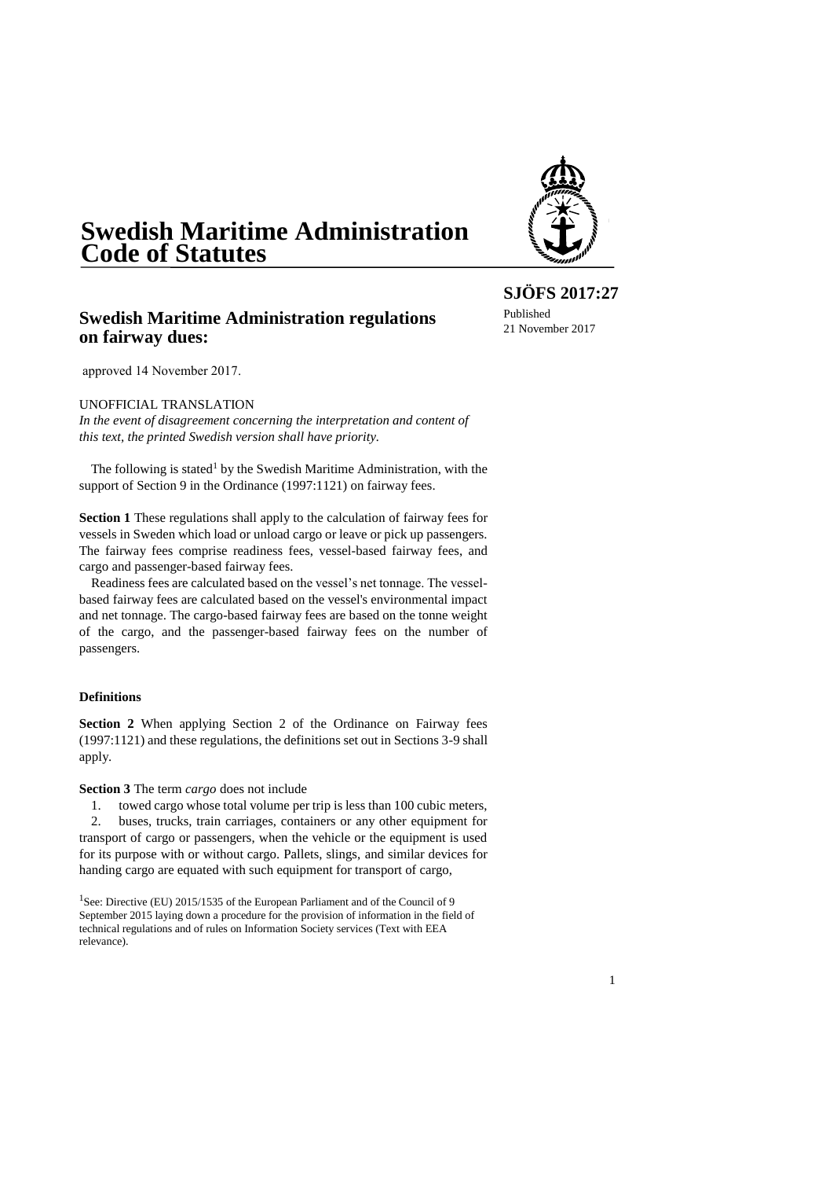# Swedish Maritime Administration Code of Statutes

**SJÖFS 2017:27**

Published
21 November 2017

## Swedish Maritime Administration regulations on fairway dues:

approved 14 November 2017.

UNOFFICIAL TRANSLATION
*In the event of disagreement concerning the interpretation and content of this text, the printed Swedish version shall have priority.*

The following is stated[1] by the Swedish Maritime Administration, with the support of Section 9 in the Ordinance (1997:1121) on fairway fees.

**Section 1** These regulations shall apply to the calculation of fairway fees for vessels in Sweden which load or unload cargo or leave or pick up passengers. The fairway fees comprise readiness fees, vessel-based fairway fees, and cargo and passenger-based fairway fees.

Readiness fees are calculated based on the vessel's net tonnage. The vessel-based fairway fees are calculated based on the vessel's environmental impact and net tonnage. The cargo-based fairway fees are based on the tonne weight of the cargo, and the passenger-based fairway fees on the number of passengers.

### Definitions

**Section 2** When applying Section 2 of the Ordinance on Fairway fees (1997:1121) and these regulations, the definitions set out in Sections 3-9 shall apply.

**Section 3** The term *cargo* does not include

1. towed cargo whose total volume per trip is less than 100 cubic meters,
2. buses, trucks, train carriages, containers or any other equipment for transport of cargo or passengers, when the vehicle or the equipment is used for its purpose with or without cargo. Pallets, slings, and similar devices for handing cargo are equated with such equipment for transport of cargo,

[1] See: Directive (EU) 2015/1535 of the European Parliament and of the Council of 9 September 2015 laying down a procedure for the provision of information in the field of technical regulations and of rules on Information Society services (Text with EEA relevance).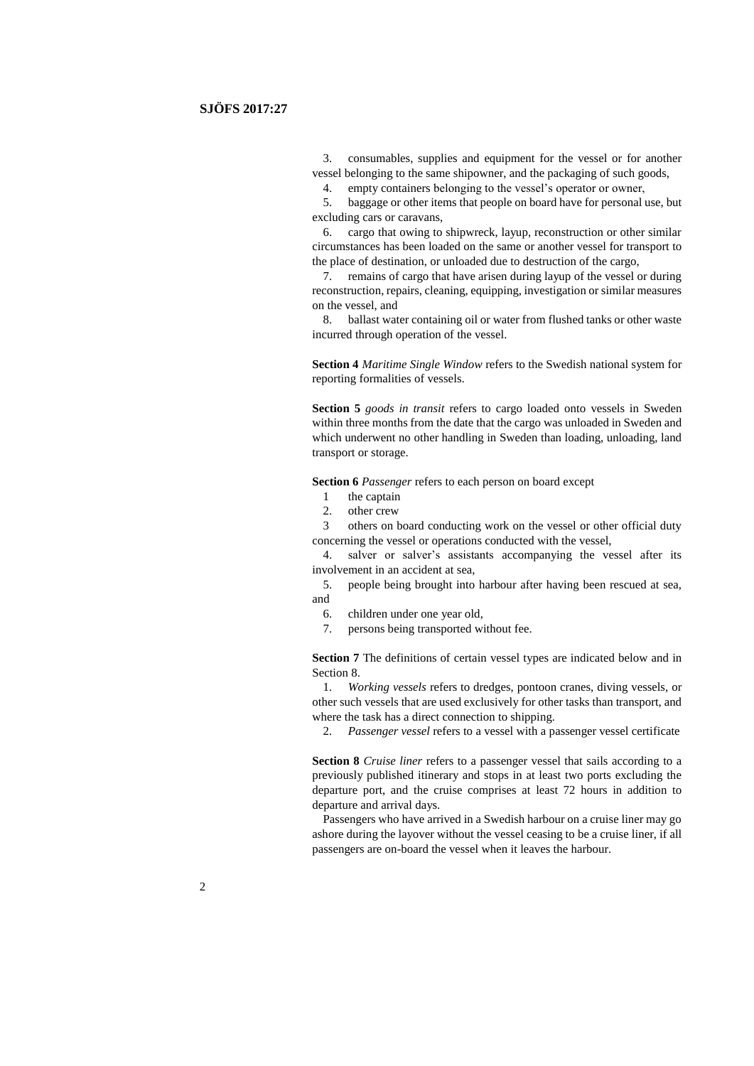3. consumables, supplies and equipment for the vessel or for another vessel belonging to the same shipowner, and the packaging of such goods,

4. empty containers belonging to the vessel's operator or owner,

5. baggage or other items that people on board have for personal use, but excluding cars or caravans,

6. cargo that owing to shipwreck, layup, reconstruction or other similar circumstances has been loaded on the same or another vessel for transport to the place of destination, or unloaded due to destruction of the cargo,

7. remains of cargo that have arisen during layup of the vessel or during reconstruction, repairs, cleaning, equipping, investigation or similar measures on the vessel, and

8. ballast water containing oil or water from flushed tanks or other waste incurred through operation of the vessel.

**Section 4** *Maritime Single Window* refers to the Swedish national system for reporting formalities of vessels.

**Section 5** *goods in transit* refers to cargo loaded onto vessels in Sweden within three months from the date that the cargo was unloaded in Sweden and which underwent no other handling in Sweden than loading, unloading, land transport or storage.

**Section 6** *Passenger* refers to each person on board except

1 the captain

2. other crew

3 others on board conducting work on the vessel or other official duty concerning the vessel or operations conducted with the vessel,

4. salver or salver's assistants accompanying the vessel after its involvement in an accident at sea,

5. people being brought into harbour after having been rescued at sea, and

6. children under one year old,

7. persons being transported without fee.

**Section 7** The definitions of certain vessel types are indicated below and in Section 8.

1. *Working vessels* refers to dredges, pontoon cranes, diving vessels, or other such vessels that are used exclusively for other tasks than transport, and where the task has a direct connection to shipping.

2. *Passenger vessel* refers to a vessel with a passenger vessel certificate

**Section 8** *Cruise liner* refers to a passenger vessel that sails according to a previously published itinerary and stops in at least two ports excluding the departure port, and the cruise comprises at least 72 hours in addition to departure and arrival days.

Passengers who have arrived in a Swedish harbour on a cruise liner may go ashore during the layover without the vessel ceasing to be a cruise liner, if all passengers are on-board the vessel when it leaves the harbour.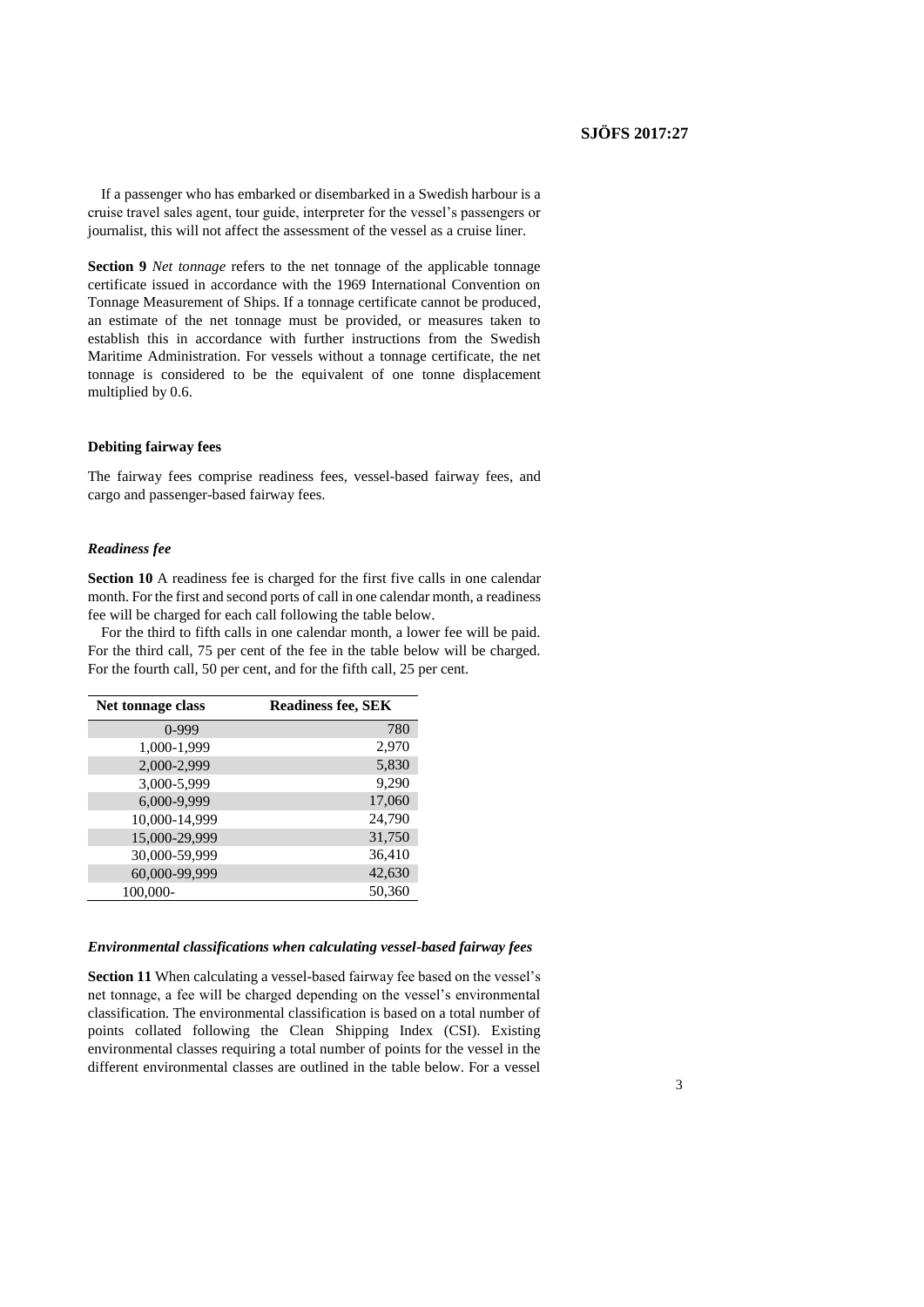If a passenger who has embarked or disembarked in a Swedish harbour is a cruise travel sales agent, tour guide, interpreter for the vessel's passengers or journalist, this will not affect the assessment of the vessel as a cruise liner.

**Section 9** *Net tonnage* refers to the net tonnage of the applicable tonnage certificate issued in accordance with the 1969 International Convention on Tonnage Measurement of Ships. If a tonnage certificate cannot be produced, an estimate of the net tonnage must be provided, or measures taken to establish this in accordance with further instructions from the Swedish Maritime Administration. For vessels without a tonnage certificate, the net tonnage is considered to be the equivalent of one tonne displacement multiplied by 0.6.

### Debiting fairway fees

The fairway fees comprise readiness fees, vessel-based fairway fees, and cargo and passenger-based fairway fees.

#### *Readiness fee*

**Section 10** A readiness fee is charged for the first five calls in one calendar month. For the first and second ports of call in one calendar month, a readiness fee will be charged for each call following the table below.

For the third to fifth calls in one calendar month, a lower fee will be paid. For the third call, 75 per cent of the fee in the table below will be charged. For the fourth call, 50 per cent, and for the fifth call, 25 per cent.

| Net tonnage class | Readiness fee, SEK |
|---|---|
| 0-999 | 780 |
| 1,000-1,999 | 2,970 |
| 2,000-2,999 | 5,830 |
| 3,000-5,999 | 9,290 |
| 6,000-9,999 | 17,060 |
| 10,000-14,999 | 24,790 |
| 15,000-29,999 | 31,750 |
| 30,000-59,999 | 36,410 |
| 60,000-99,999 | 42,630 |
| 100,000- | 50,360 |

#### *Environmental classifications when calculating vessel-based fairway fees*

**Section 11** When calculating a vessel-based fairway fee based on the vessel's net tonnage, a fee will be charged depending on the vessel's environmental classification. The environmental classification is based on a total number of points collated following the Clean Shipping Index (CSI). Existing environmental classes requiring a total number of points for the vessel in the different environmental classes are outlined in the table below. For a vessel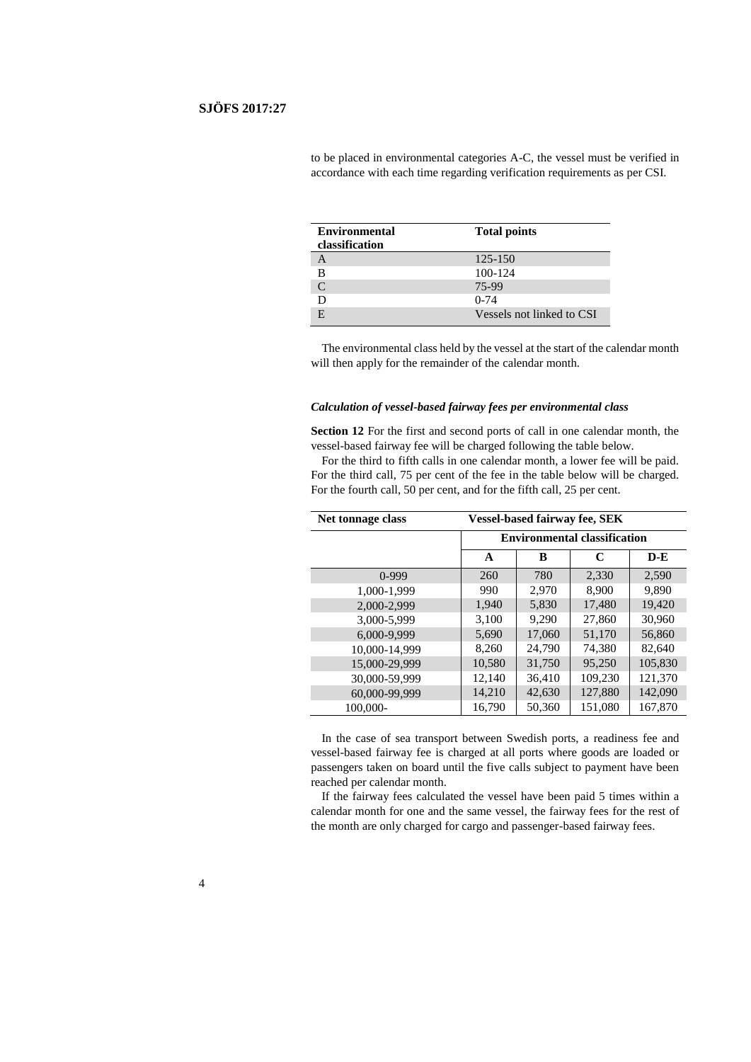to be placed in environmental categories A-C, the vessel must be verified in accordance with each time regarding verification requirements as per CSI.

| Environmental classification | Total points |
|---|---|
| A | 125-150 |
| B | 100-124 |
| C | 75-99 |
| D | 0-74 |
| E | Vessels not linked to CSI |

The environmental class held by the vessel at the start of the calendar month will then apply for the remainder of the calendar month.

### *Calculation of vessel-based fairway fees per environmental class*

**Section 12** For the first and second ports of call in one calendar month, the vessel-based fairway fee will be charged following the table below.

For the third to fifth calls in one calendar month, a lower fee will be paid. For the third call, 75 per cent of the fee in the table below will be charged. For the fourth call, 50 per cent, and for the fifth call, 25 per cent.

| Net tonnage class | Vessel-based fairway fee, SEK | | | |
|---|---|---|---|---|
| | Environmental classification | | | |
| | A | B | C | D-E |
| 0-999 | 260 | 780 | 2,330 | 2,590 |
| 1,000-1,999 | 990 | 2,970 | 8,900 | 9,890 |
| 2,000-2,999 | 1,940 | 5,830 | 17,480 | 19,420 |
| 3,000-5,999 | 3,100 | 9,290 | 27,860 | 30,960 |
| 6,000-9,999 | 5,690 | 17,060 | 51,170 | 56,860 |
| 10,000-14,999 | 8,260 | 24,790 | 74,380 | 82,640 |
| 15,000-29,999 | 10,580 | 31,750 | 95,250 | 105,830 |
| 30,000-59,999 | 12,140 | 36,410 | 109,230 | 121,370 |
| 60,000-99,999 | 14,210 | 42,630 | 127,880 | 142,090 |
| 100,000- | 16,790 | 50,360 | 151,080 | 167,870 |

In the case of sea transport between Swedish ports, a readiness fee and vessel-based fairway fee is charged at all ports where goods are loaded or passengers taken on board until the five calls subject to payment have been reached per calendar month.

If the fairway fees calculated the vessel have been paid 5 times within a calendar month for one and the same vessel, the fairway fees for the rest of the month are only charged for cargo and passenger-based fairway fees.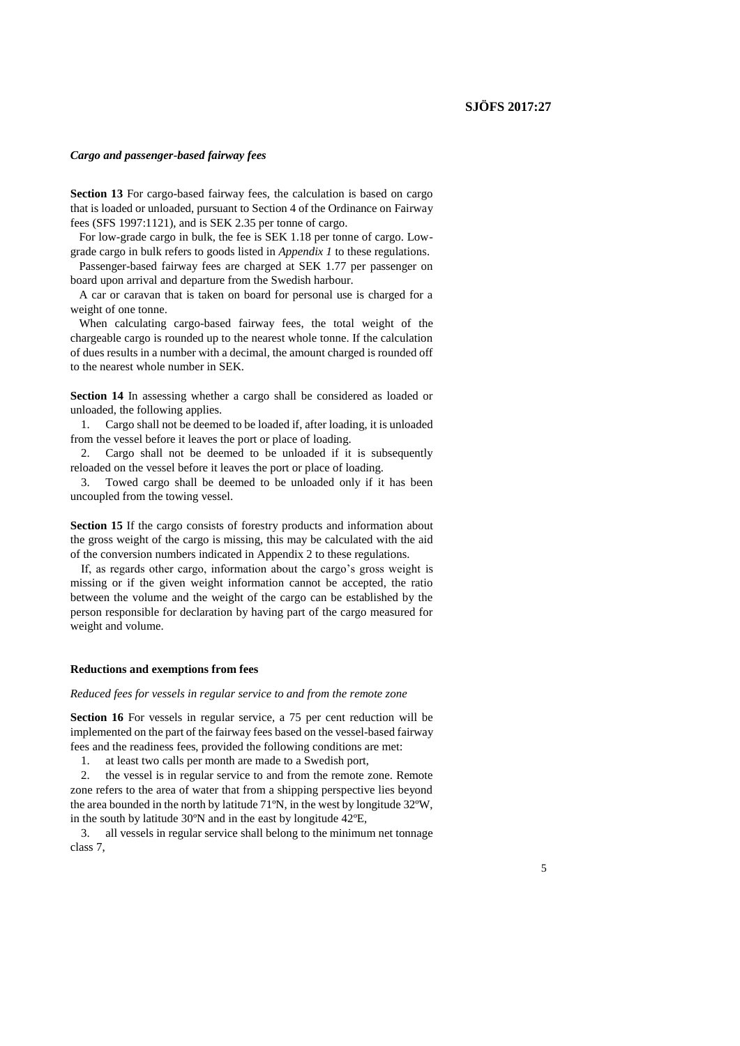*Cargo and passenger-based fairway fees*

**Section 13** For cargo-based fairway fees, the calculation is based on cargo that is loaded or unloaded, pursuant to Section 4 of the Ordinance on Fairway fees (SFS 1997:1121), and is SEK 2.35 per tonne of cargo.

For low-grade cargo in bulk, the fee is SEK 1.18 per tonne of cargo. Low-grade cargo in bulk refers to goods listed in *Appendix 1* to these regulations.

Passenger-based fairway fees are charged at SEK 1.77 per passenger on board upon arrival and departure from the Swedish harbour.

A car or caravan that is taken on board for personal use is charged for a weight of one tonne.

When calculating cargo-based fairway fees, the total weight of the chargeable cargo is rounded up to the nearest whole tonne. If the calculation of dues results in a number with a decimal, the amount charged is rounded off to the nearest whole number in SEK.

**Section 14** In assessing whether a cargo shall be considered as loaded or unloaded, the following applies.

1. Cargo shall not be deemed to be loaded if, after loading, it is unloaded from the vessel before it leaves the port or place of loading.
2. Cargo shall not be deemed to be unloaded if it is subsequently reloaded on the vessel before it leaves the port or place of loading.
3. Towed cargo shall be deemed to be unloaded only if it has been uncoupled from the towing vessel.

**Section 15** If the cargo consists of forestry products and information about the gross weight of the cargo is missing, this may be calculated with the aid of the conversion numbers indicated in Appendix 2 to these regulations.

If, as regards other cargo, information about the cargo's gross weight is missing or if the given weight information cannot be accepted, the ratio between the volume and the weight of the cargo can be established by the person responsible for declaration by having part of the cargo measured for weight and volume.

## Reductions and exemptions from fees

*Reduced fees for vessels in regular service to and from the remote zone*

**Section 16** For vessels in regular service, a 75 per cent reduction will be implemented on the part of the fairway fees based on the vessel-based fairway fees and the readiness fees, provided the following conditions are met:

1. at least two calls per month are made to a Swedish port,
2. the vessel is in regular service to and from the remote zone. Remote zone refers to the area of water that from a shipping perspective lies beyond the area bounded in the north by latitude 71ºN, in the west by longitude 32ºW, in the south by latitude 30ºN and in the east by longitude 42ºE,
3. all vessels in regular service shall belong to the minimum net tonnage class 7,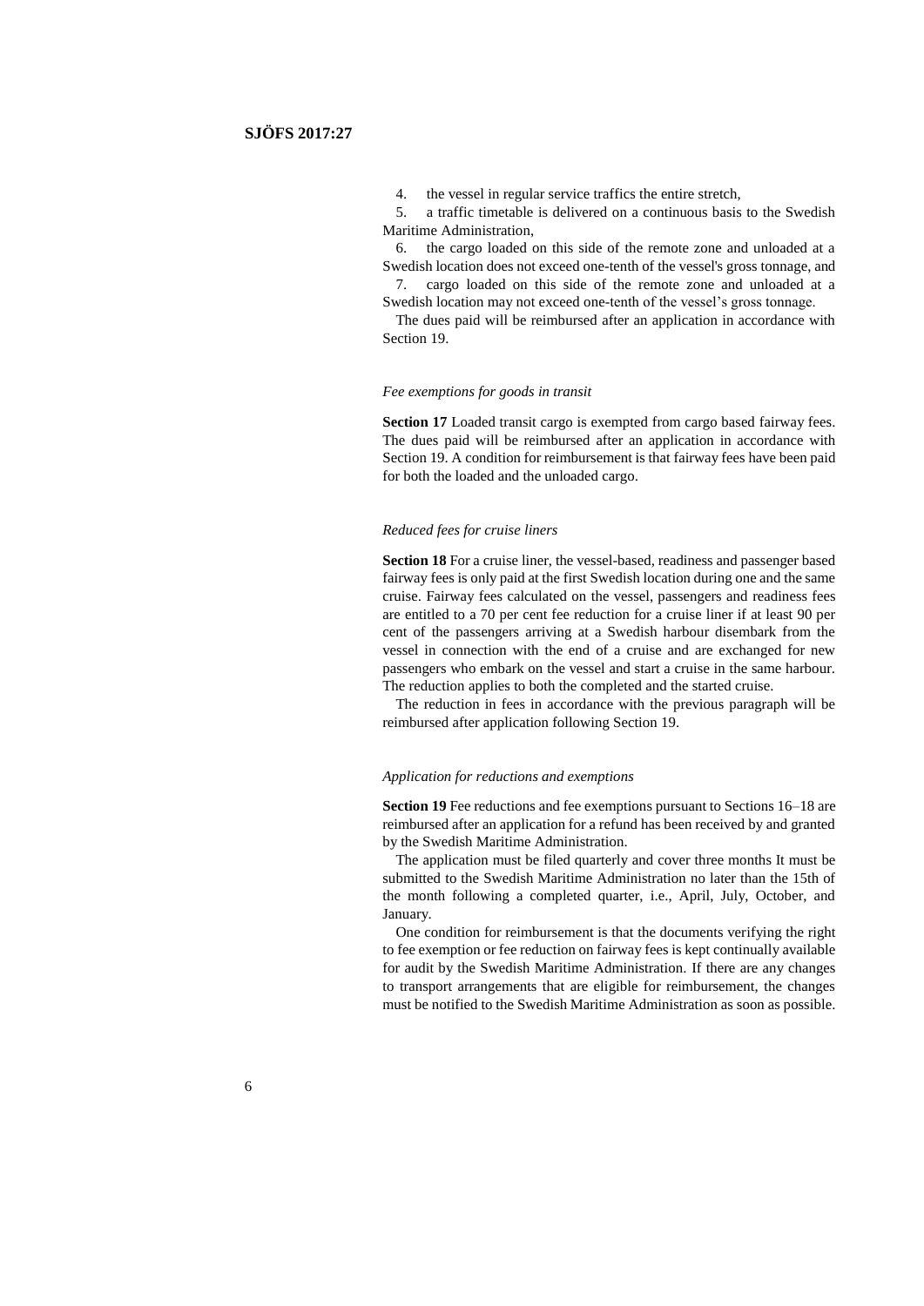4. the vessel in regular service traffics the entire stretch,
5. a traffic timetable is delivered on a continuous basis to the Swedish Maritime Administration,
6. the cargo loaded on this side of the remote zone and unloaded at a Swedish location does not exceed one-tenth of the vessel's gross tonnage, and
7. cargo loaded on this side of the remote zone and unloaded at a Swedish location may not exceed one-tenth of the vessel's gross tonnage.

The dues paid will be reimbursed after an application in accordance with Section 19.

*Fee exemptions for goods in transit*

**Section 17** Loaded transit cargo is exempted from cargo based fairway fees. The dues paid will be reimbursed after an application in accordance with Section 19. A condition for reimbursement is that fairway fees have been paid for both the loaded and the unloaded cargo.

*Reduced fees for cruise liners*

**Section 18** For a cruise liner, the vessel-based, readiness and passenger based fairway fees is only paid at the first Swedish location during one and the same cruise. Fairway fees calculated on the vessel, passengers and readiness fees are entitled to a 70 per cent fee reduction for a cruise liner if at least 90 per cent of the passengers arriving at a Swedish harbour disembark from the vessel in connection with the end of a cruise and are exchanged for new passengers who embark on the vessel and start a cruise in the same harbour. The reduction applies to both the completed and the started cruise.

The reduction in fees in accordance with the previous paragraph will be reimbursed after application following Section 19.

*Application for reductions and exemptions*

**Section 19** Fee reductions and fee exemptions pursuant to Sections 16–18 are reimbursed after an application for a refund has been received by and granted by the Swedish Maritime Administration.

The application must be filed quarterly and cover three months It must be submitted to the Swedish Maritime Administration no later than the 15th of the month following a completed quarter, i.e., April, July, October, and January.

One condition for reimbursement is that the documents verifying the right to fee exemption or fee reduction on fairway fees is kept continually available for audit by the Swedish Maritime Administration. If there are any changes to transport arrangements that are eligible for reimbursement, the changes must be notified to the Swedish Maritime Administration as soon as possible.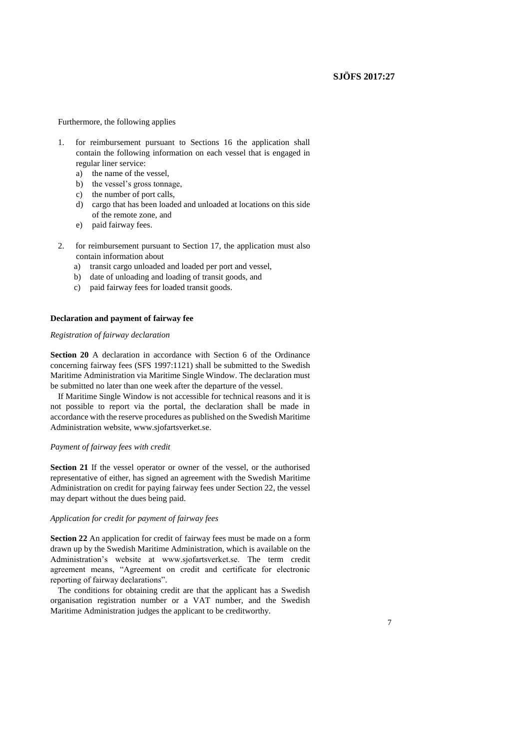Furthermore, the following applies

1. for reimbursement pursuant to Sections 16 the application shall contain the following information on each vessel that is engaged in regular liner service:
   a) the name of the vessel,
   b) the vessel's gross tonnage,
   c) the number of port calls,
   d) cargo that has been loaded and unloaded at locations on this side of the remote zone, and
   e) paid fairway fees.

2. for reimbursement pursuant to Section 17, the application must also contain information about
   a) transit cargo unloaded and loaded per port and vessel,
   b) date of unloading and loading of transit goods, and
   c) paid fairway fees for loaded transit goods.

**Declaration and payment of fairway fee**

*Registration of fairway declaration*

**Section 20** A declaration in accordance with Section 6 of the Ordinance concerning fairway fees (SFS 1997:1121) shall be submitted to the Swedish Maritime Administration via Maritime Single Window. The declaration must be submitted no later than one week after the departure of the vessel.

If Maritime Single Window is not accessible for technical reasons and it is not possible to report via the portal, the declaration shall be made in accordance with the reserve procedures as published on the Swedish Maritime Administration website, www.sjofartsverket.se.

*Payment of fairway fees with credit*

**Section 21** If the vessel operator or owner of the vessel, or the authorised representative of either, has signed an agreement with the Swedish Maritime Administration on credit for paying fairway fees under Section 22, the vessel may depart without the dues being paid.

*Application for credit for payment of fairway fees*

**Section 22** An application for credit of fairway fees must be made on a form drawn up by the Swedish Maritime Administration, which is available on the Administration's website at www.sjofartsverket.se. The term credit agreement means, "Agreement on credit and certificate for electronic reporting of fairway declarations".

The conditions for obtaining credit are that the applicant has a Swedish organisation registration number or a VAT number, and the Swedish Maritime Administration judges the applicant to be creditworthy.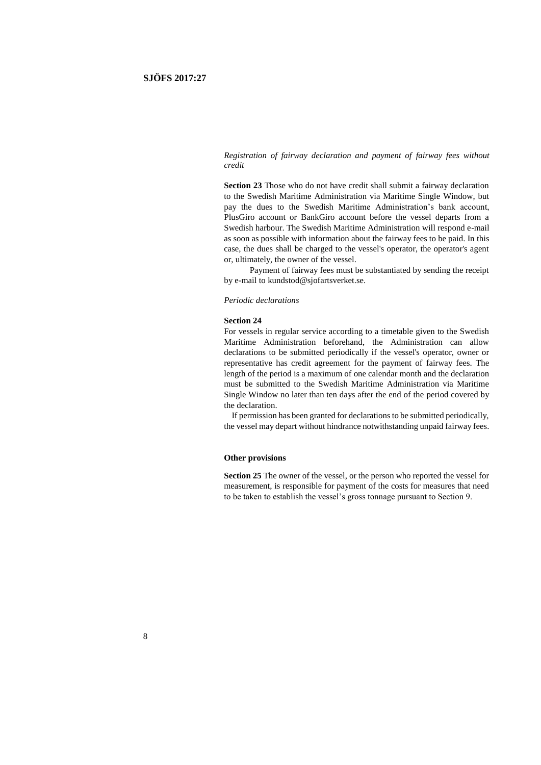*Registration of fairway declaration and payment of fairway fees without credit*

**Section 23** Those who do not have credit shall submit a fairway declaration to the Swedish Maritime Administration via Maritime Single Window, but pay the dues to the Swedish Maritime Administration's bank account, PlusGiro account or BankGiro account before the vessel departs from a Swedish harbour. The Swedish Maritime Administration will respond e-mail as soon as possible with information about the fairway fees to be paid. In this case, the dues shall be charged to the vessel's operator, the operator's agent or, ultimately, the owner of the vessel.

Payment of fairway fees must be substantiated by sending the receipt by e-mail to kundstod@sjofartsverket.se.

*Periodic declarations*

**Section 24**
For vessels in regular service according to a timetable given to the Swedish Maritime Administration beforehand, the Administration can allow declarations to be submitted periodically if the vessel's operator, owner or representative has credit agreement for the payment of fairway fees. The length of the period is a maximum of one calendar month and the declaration must be submitted to the Swedish Maritime Administration via Maritime Single Window no later than ten days after the end of the period covered by the declaration.

If permission has been granted for declarations to be submitted periodically, the vessel may depart without hindrance notwithstanding unpaid fairway fees.

## Other provisions

**Section 25** The owner of the vessel, or the person who reported the vessel for measurement, is responsible for payment of the costs for measures that need to be taken to establish the vessel's gross tonnage pursuant to Section 9.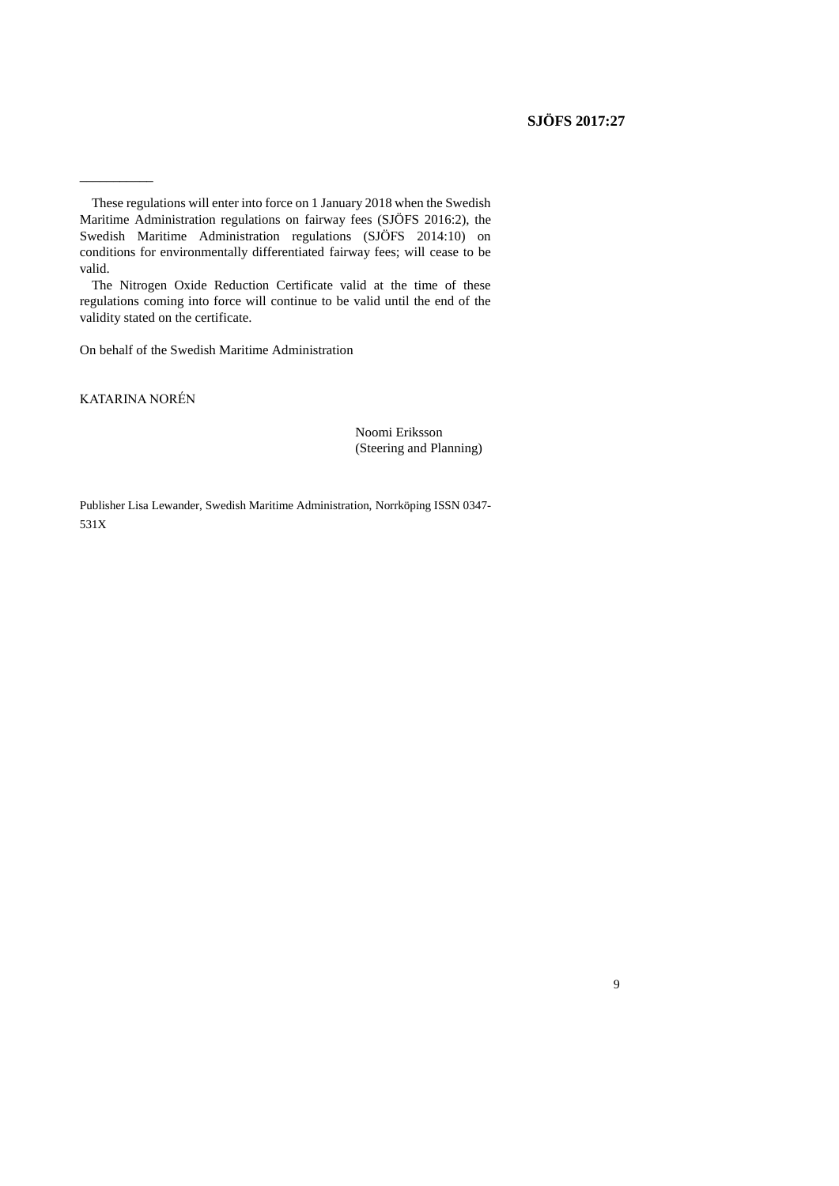___________

These regulations will enter into force on 1 January 2018 when the Swedish Maritime Administration regulations on fairway fees (SJÖFS 2016:2), the Swedish Maritime Administration regulations (SJÖFS 2014:10) on conditions for environmentally differentiated fairway fees; will cease to be valid.

The Nitrogen Oxide Reduction Certificate valid at the time of these regulations coming into force will continue to be valid until the end of the validity stated on the certificate.

On behalf of the Swedish Maritime Administration

KATARINA NORÉN

Noomi Eriksson
(Steering and Planning)

Publisher Lisa Lewander, Swedish Maritime Administration, Norrköping ISSN 0347-531X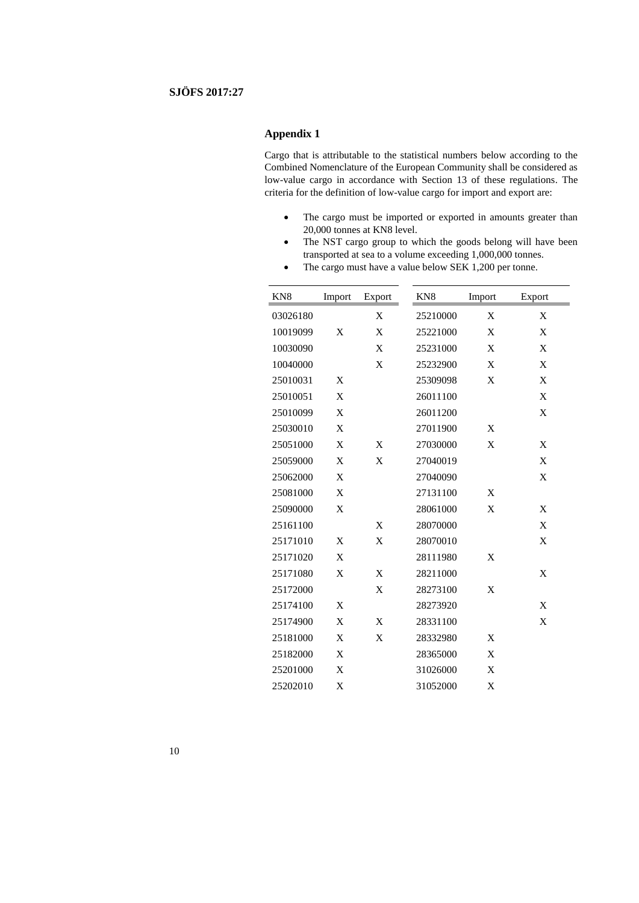## Appendix 1

Cargo that is attributable to the statistical numbers below according to the Combined Nomenclature of the European Community shall be considered as low-value cargo in accordance with Section 13 of these regulations. The criteria for the definition of low-value cargo for import and export are:

- The cargo must be imported or exported in amounts greater than 20,000 tonnes at KN8 level.
- The NST cargo group to which the goods belong will have been transported at sea to a volume exceeding 1,000,000 tonnes.
- The cargo must have a value below SEK 1,200 per tonne.

| KN8 | Import | Export |
|---|---|---|
| 03026180 | | X |
| 10019099 | X | X |
| 10030090 | | X |
| 10040000 | | X |
| 25010031 | X | |
| 25010051 | X | |
| 25010099 | X | |
| 25030010 | X | |
| 25051000 | X | X |
| 25059000 | X | X |
| 25062000 | X | |
| 25081000 | X | |
| 25090000 | X | |
| 25161100 | | X |
| 25171010 | X | X |
| 25171020 | X | |
| 25171080 | X | X |
| 25172000 | | X |
| 25174100 | X | |
| 25174900 | X | X |
| 25181000 | X | X |
| 25182000 | X | |
| 25201000 | X | |
| 25202010 | X | |
| 25210000 | X | X |
| 25221000 | X | X |
| 25231000 | X | X |
| 25232900 | X | X |
| 25309098 | X | X |
| 26011100 | | X |
| 26011200 | | X |
| 27011900 | X | |
| 27030000 | X | X |
| 27040019 | | X |
| 27040090 | | X |
| 27131100 | X | |
| 28061000 | X | X |
| 28070000 | | X |
| 28070010 | | X |
| 28111980 | X | |
| 28211000 | | X |
| 28273100 | X | |
| 28273920 | | X |
| 28331100 | | X |
| 28332980 | X | |
| 28365000 | X | |
| 31026000 | X | |
| 31052000 | X | |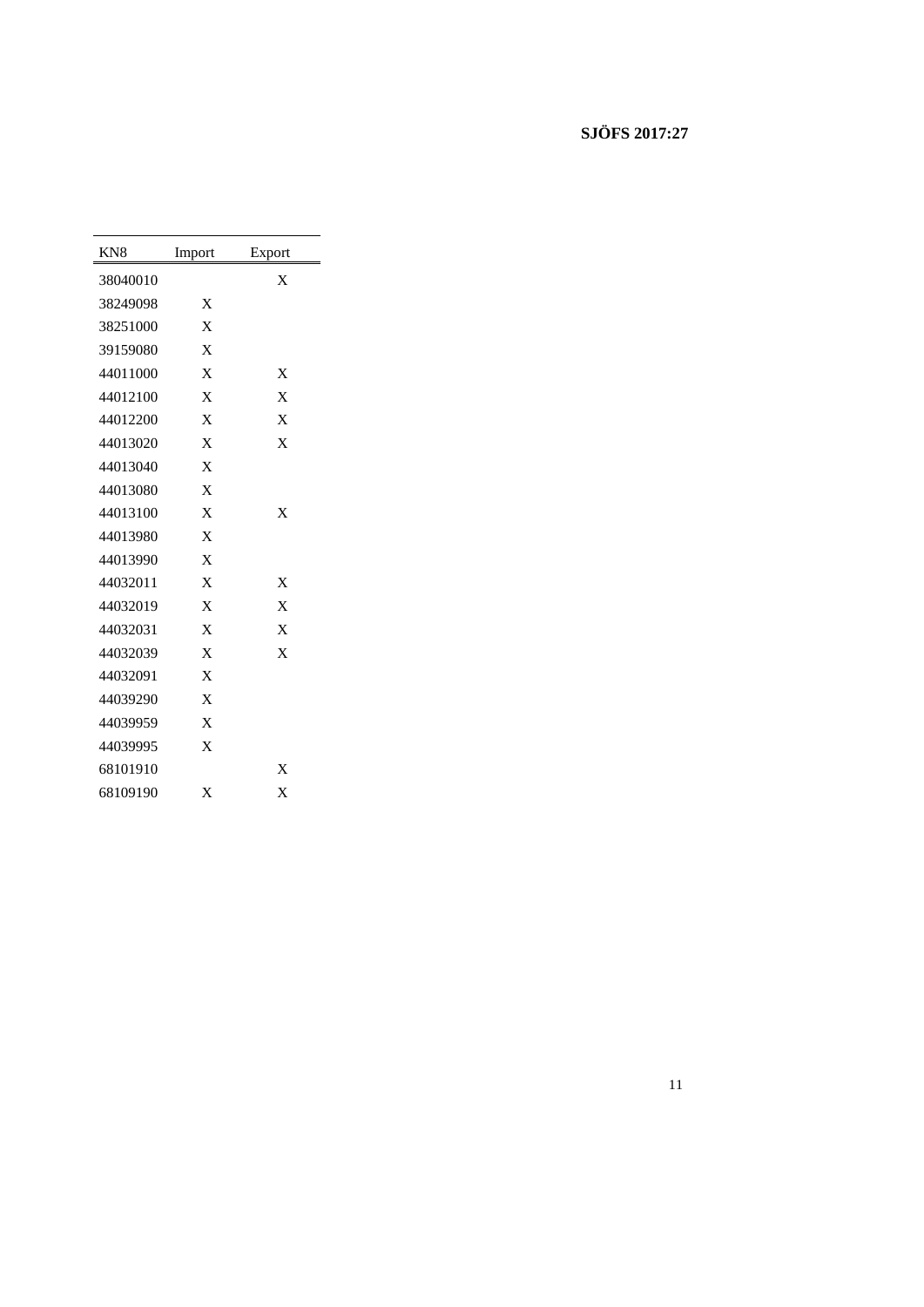| KN8 | Import | Export |
|---|---|---|
| 38040010 | | X |
| 38249098 | X | |
| 38251000 | X | |
| 39159080 | X | |
| 44011000 | X | X |
| 44012100 | X | X |
| 44012200 | X | X |
| 44013020 | X | X |
| 44013040 | X | |
| 44013080 | X | |
| 44013100 | X | X |
| 44013980 | X | |
| 44013990 | X | |
| 44032011 | X | X |
| 44032019 | X | X |
| 44032031 | X | X |
| 44032039 | X | X |
| 44032091 | X | |
| 44039290 | X | |
| 44039959 | X | |
| 44039995 | X | |
| 68101910 | | X |
| 68109190 | X | X |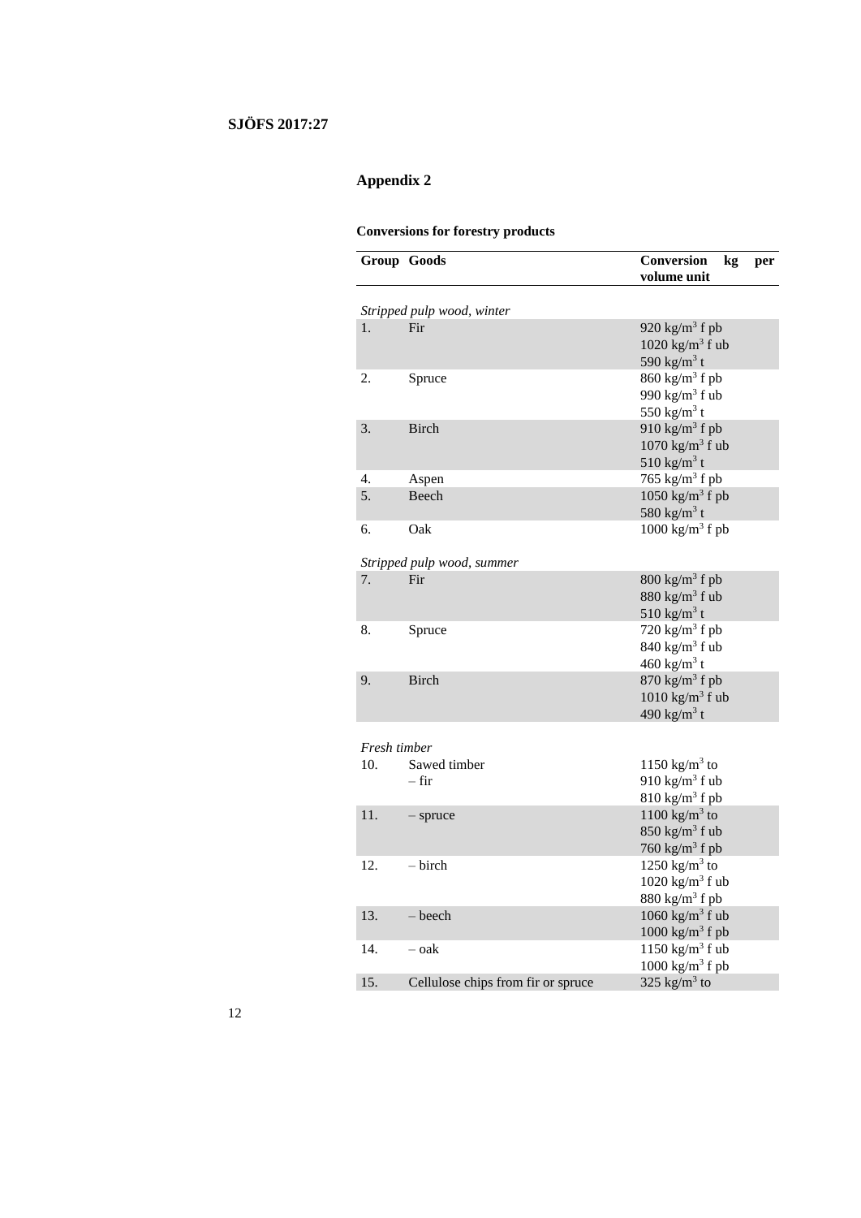## Appendix 2

**Conversions for forestry products**

| Group | Goods | Conversion kg per volume unit |
|---|---|---|
| *Stripped pulp wood, winter* | | |
| 1. | Fir | 920 kg/m$^3$ f pb<br>1020 kg/m$^3$ f ub<br>590 kg/m$^3$ t |
| 2. | Spruce | 860 kg/m$^3$ f pb<br>990 kg/m$^3$ f ub<br>550 kg/m$^3$ t |
| 3. | Birch | 910 kg/m$^3$ f pb<br>1070 kg/m$^3$ f ub<br>510 kg/m$^3$ t |
| 4. | Aspen | 765 kg/m$^3$ f pb |
| 5. | Beech | 1050 kg/m$^3$ f pb<br>580 kg/m$^3$ t |
| 6. | Oak | 1000 kg/m$^3$ f pb |
| *Stripped pulp wood, summer* | | |
| 7. | Fir | 800 kg/m$^3$ f pb<br>880 kg/m$^3$ f ub<br>510 kg/m$^3$ t |
| 8. | Spruce | 720 kg/m$^3$ f pb<br>840 kg/m$^3$ f ub<br>460 kg/m$^3$ t |
| 9. | Birch | 870 kg/m$^3$ f pb<br>1010 kg/m$^3$ f ub<br>490 kg/m$^3$ t |
| *Fresh timber* | | |
| 10. | Sawed timber<br>– fir | 1150 kg/m$^3$ to<br>910 kg/m$^3$ f ub<br>810 kg/m$^3$ f pb |
| 11. | – spruce | 1100 kg/m$^3$ to<br>850 kg/m$^3$ f ub<br>760 kg/m$^3$ f pb |
| 12. | – birch | 1250 kg/m$^3$ to<br>1020 kg/m$^3$ f ub<br>880 kg/m$^3$ f pb |
| 13. | – beech | 1060 kg/m$^3$ f ub<br>1000 kg/m$^3$ f pb |
| 14. | – oak | 1150 kg/m$^3$ f ub<br>1000 kg/m$^3$ f pb |
| 15. | Cellulose chips from fir or spruce | 325 kg/m$^3$ to |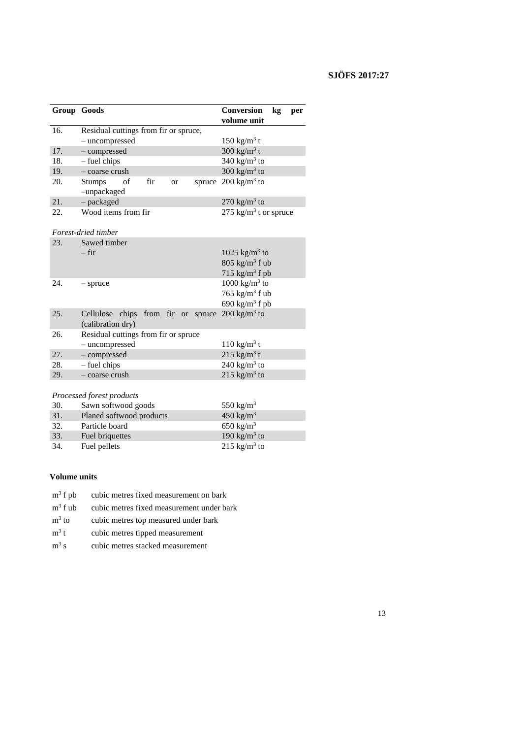| Group | Goods | Conversion kg per volume unit |
|---|---|---|
| 16. | Residual cuttings from fir or spruce, – uncompressed | 150 kg/m$^3$ t |
| 17. | – compressed | 300 kg/m$^3$ t |
| 18. | – fuel chips | 340 kg/m$^3$ to |
| 19. | – coarse crush | 300 kg/m$^3$ to |
| 20. | Stumps of fir or spruce –unpackaged | 200 kg/m$^3$ to |
| 21. | – packaged | 270 kg/m$^3$ to |
| 22. | Wood items from fir | 275 kg/m$^3$ t or spruce |
| | *Forest-dried timber* | |
| 23. | Sawed timber – fir | 1025 kg/m$^3$ to<br>805 kg/m$^3$ f ub<br>715 kg/m$^3$ f pb |
| 24. | – spruce | 1000 kg/m$^3$ to<br>765 kg/m$^3$ f ub<br>690 kg/m$^3$ f pb |
| 25. | Cellulose chips from fir or spruce (calibration dry) | 200 kg/m$^3$ to |
| 26. | Residual cuttings from fir or spruce – uncompressed | 110 kg/m$^3$ t |
| 27. | – compressed | 215 kg/m$^3$ t |
| 28. | – fuel chips | 240 kg/m$^3$ to |
| 29. | – coarse crush | 215 kg/m$^3$ to |
| | *Processed forest products* | |
| 30. | Sawn softwood goods | 550 kg/m$^3$ |
| 31. | Planed softwood products | 450 kg/m$^3$ |
| 32. | Particle board | 650 kg/m$^3$ |
| 33. | Fuel briquettes | 190 kg/m$^3$ to |
| 34. | Fuel pellets | 215 kg/m$^3$ to |

**Volume units**

| | |
|---|---|
| m$^3$ f pb | cubic metres fixed measurement on bark |
| m$^3$ f ub | cubic metres fixed measurement under bark |
| m$^3$ to | cubic metres top measured under bark |
| m$^3$ t | cubic metres tipped measurement |
| m$^3$ s | cubic metres stacked measurement |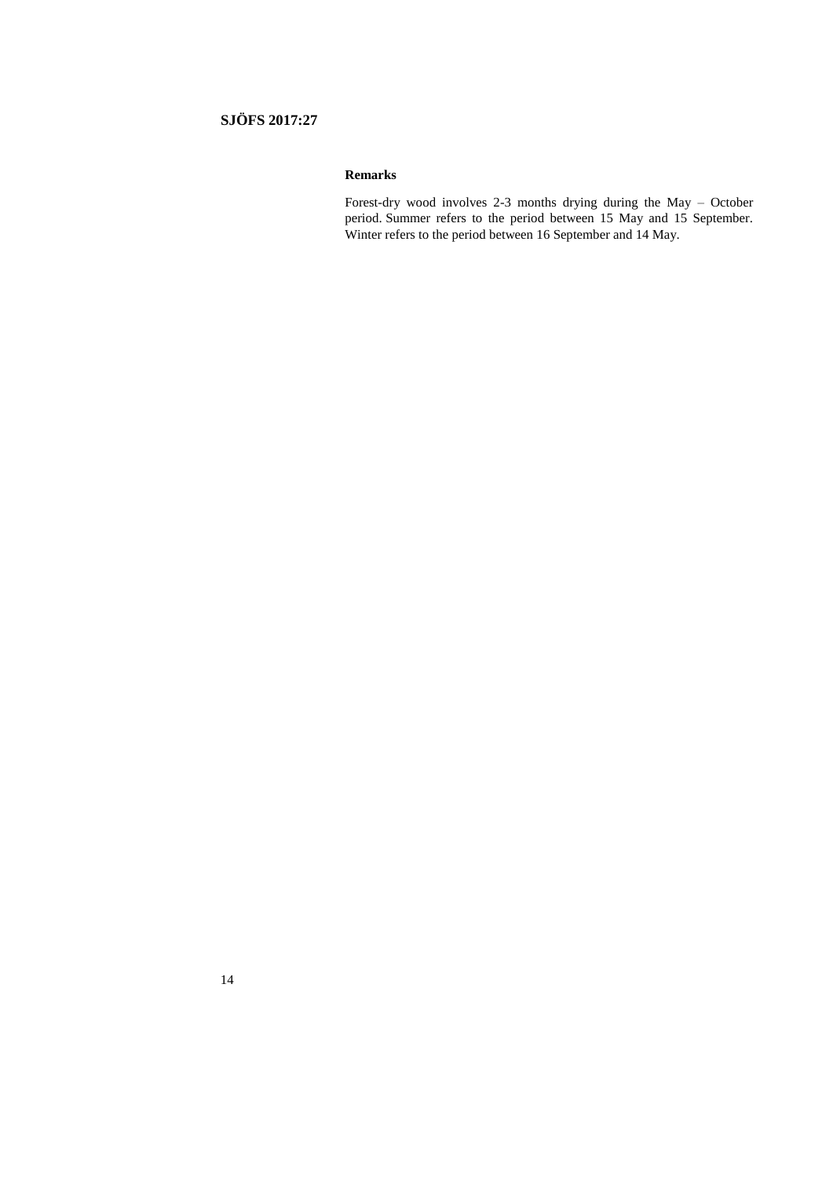**Remarks**

Forest-dry wood involves 2-3 months drying during the May – October period. Summer refers to the period between 15 May and 15 September. Winter refers to the period between 16 September and 14 May.